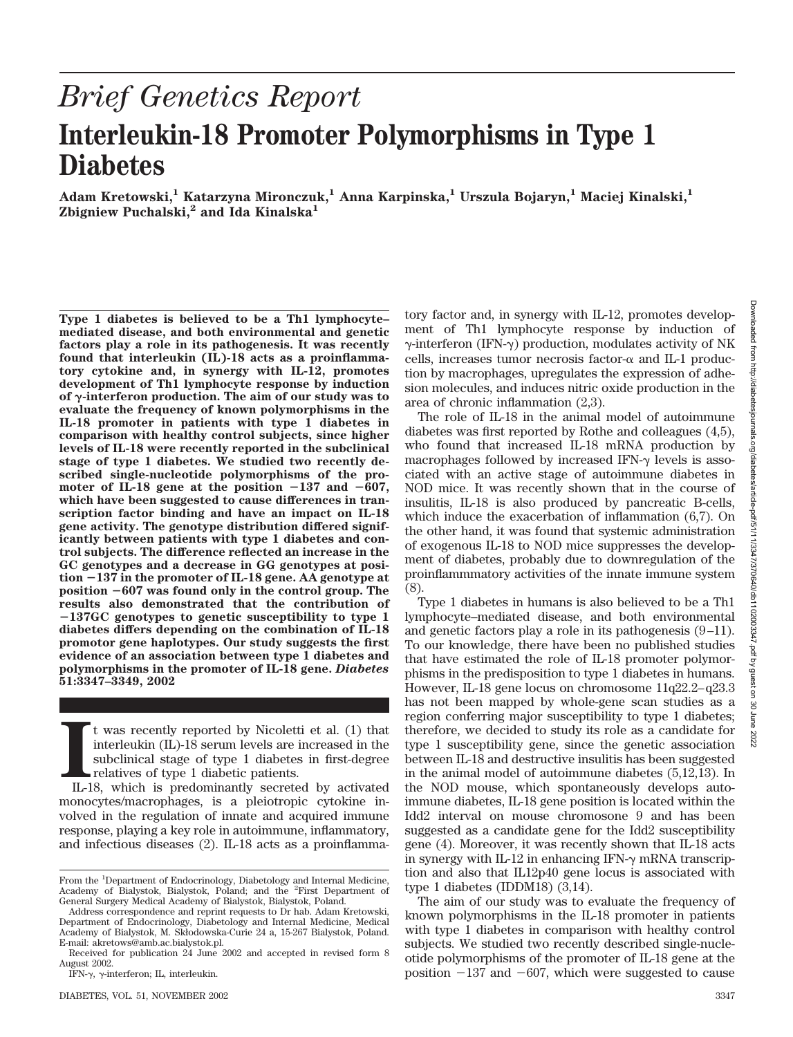# *Brief Genetics Report*

# Interleukin-18 Promoter Polymorphisms in Type 1 Diabetes

**Adam Kretowski,[1] Katarzyna Mironczuk,[1] Anna Karpinska,[1] Urszula Bojaryn,[1] Maciej Kinalski,[1] Zbigniew Puchalski,[2] and Ida Kinalska[1]**

**Type 1 diabetes is believed to be a Th1 lymphocyte–mediated disease, and both environmental and genetic factors play a role in its pathogenesis. It was recently found that interleukin (IL)-18 acts as a proinflammatory cytokine and, in synergy with IL-12, promotes development of Th1 lymphocyte response by induction of γ-interferon production. The aim of our study was to evaluate the frequency of known polymorphisms in the IL-18 promoter in patients with type 1 diabetes in comparison with healthy control subjects, since higher levels of IL-18 were recently reported in the subclinical stage of type 1 diabetes. We studied two recently described single-nucleotide polymorphisms of the promoter of IL-18 gene at the position −137 and −607, which have been suggested to cause differences in transcription factor binding and have an impact on IL-18 gene activity. The genotype distribution differed significantly between patients with type 1 diabetes and control subjects. The difference reflected an increase in the GC genotypes and a decrease in GG genotypes at position −137 in the promoter of IL-18 gene. AA genotype at position −607 was found only in the control group. The results also demonstrated that the contribution of −137GC genotypes to genetic susceptibility to type 1 diabetes differs depending on the combination of IL-18 promotor gene haplotypes. Our study suggests the first evidence of an association between type 1 diabetes and polymorphisms in the promoter of IL-18 gene. *Diabetes* 51:3347–3349, 2002**

It was recently reported by Nicoletti et al. (1) that interleukin (IL)-18 serum levels are increased in the subclinical stage of type 1 diabetes in first-degree relatives of type 1 diabetic patients.

IL-18, which is predominantly secreted by activated monocytes/macrophages, is a pleiotropic cytokine involved in the regulation of innate and acquired immune response, playing a key role in autoimmune, inflammatory, and infectious diseases (2). IL-18 acts as a proinflammatory factor and, in synergy with IL-12, promotes development of Th1 lymphocyte response by induction of γ-interferon (IFN-γ) production, modulates activity of NK cells, increases tumor necrosis factor-α and IL-1 production by macrophages, upregulates the expression of adhesion molecules, and induces nitric oxide production in the area of chronic inflammation (2,3).

The role of IL-18 in the animal model of autoimmune diabetes was first reported by Rothe and colleagues (4,5), who found that increased IL-18 mRNA production by macrophages followed by increased IFN-γ levels is associated with an active stage of autoimmune diabetes in NOD mice. It was recently shown that in the course of insulitis, IL-18 is also produced by pancreatic B-cells, which induce the exacerbation of inflammation (6,7). On the other hand, it was found that systemic administration of exogenous IL-18 to NOD mice suppresses the development of diabetes, probably due to downregulation of the proinflammmatory activities of the innate immune system (8).

Type 1 diabetes in humans is also believed to be a Th1 lymphocyte–mediated disease, and both environmental and genetic factors play a role in its pathogenesis (9–11). To our knowledge, there have been no published studies that have estimated the role of IL-18 promoter polymorphisms in the predisposition to type 1 diabetes in humans. However, IL-18 gene locus on chromosome 11q22.2–q23.3 has not been mapped by whole-gene scan studies as a region conferring major susceptibility to type 1 diabetes; therefore, we decided to study its role as a candidate for type 1 susceptibility gene, since the genetic association between IL-18 and destructive insulitis has been suggested in the animal model of autoimmune diabetes (5,12,13). In the NOD mouse, which spontaneously develops autoimmune diabetes, IL-18 gene position is located within the Idd2 interval on mouse chromosome 9 and has been suggested as a candidate gene for the Idd2 susceptibility gene (4). Moreover, it was recently shown that IL-18 acts in synergy with IL-12 in enhancing IFN-γ mRNA transcription and also that IL12p40 gene locus is associated with type 1 diabetes (IDDM18) (3,14).

The aim of our study was to evaluate the frequency of known polymorphisms in the IL-18 promoter in patients with type 1 diabetes in comparison with healthy control subjects. We studied two recently described single-nucleotide polymorphisms of the promoter of IL-18 gene at the position −137 and −607, which were suggested to cause

From the [1]Department of Endocrinology, Diabetology and Internal Medicine, Academy of Bialystok, Bialystok, Poland; and the [2]First Department of General Surgery Medical Academy of Bialystok, Bialystok, Poland.

Address correspondence and reprint requests to Dr hab. Adam Kretowski, Department of Endocrinology, Diabetology and Internal Medicine, Medical Academy of Bialystok, M. Skłodowska-Curie 24 a, 15-267 Bialystok, Poland. E-mail: akretows@amb.ac.bialystok.pl.

Received for publication 24 June 2002 and accepted in revised form 8 August 2002.

IFN-γ, γ-interferon; IL, interleukin.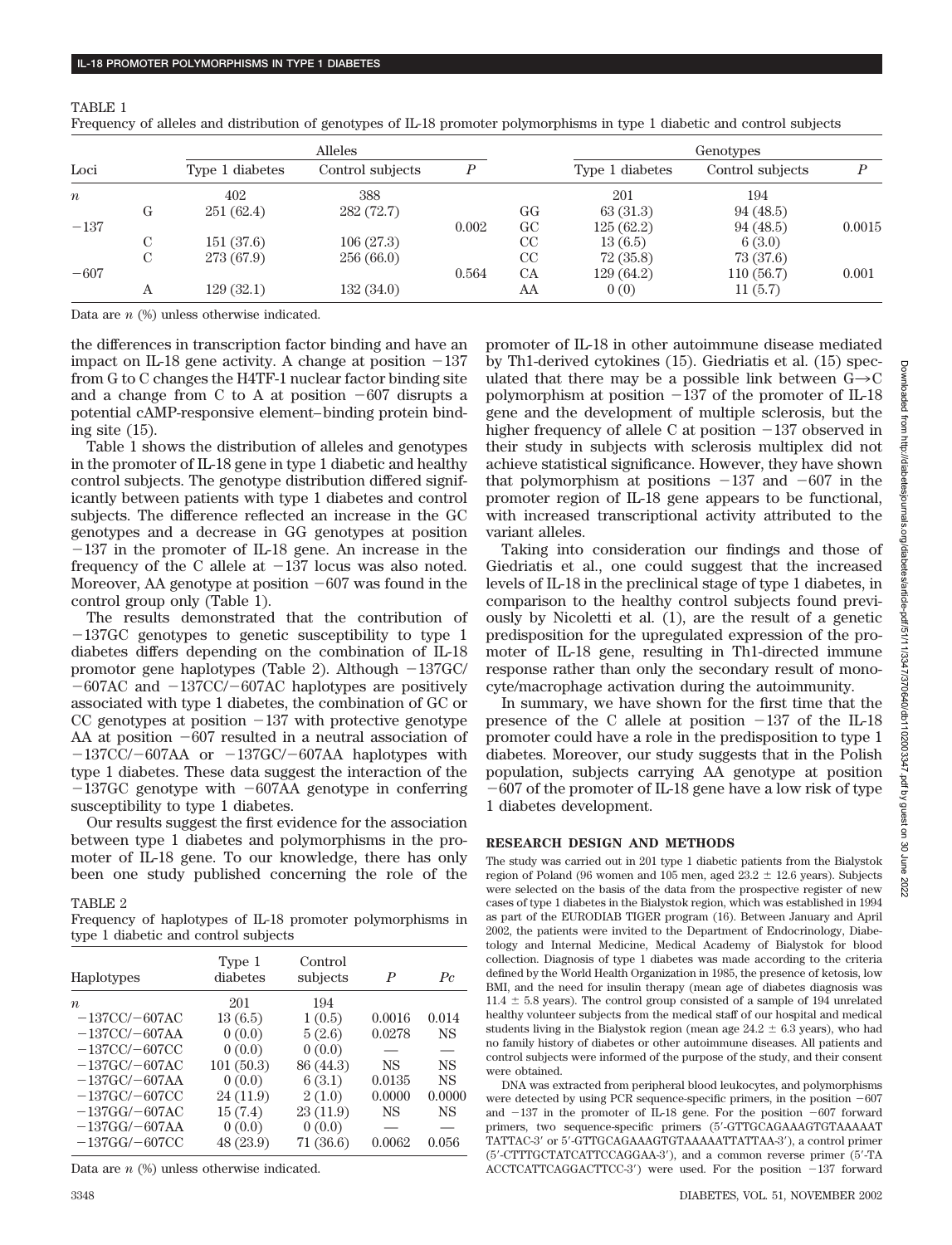TABLE 1

Frequency of alleles and distribution of genotypes of IL-18 promoter polymorphisms in type 1 diabetic and control subjects

| Loci | | Alleles | | | | Genotypes | | |
|---|---|---|---|---|---|---|---|---|
| | | Type 1 diabetes | Control subjects | *P* | | Type 1 diabetes | Control subjects | *P* |
| *n* | | 402 | 388 | | | 201 | 194 | |
| −137 | G | 251 (62.4) | 282 (72.7) | 0.002 | GG | 63 (31.3) | 94 (48.5) | 0.0015 |
| | | | | | GC | 125 (62.2) | 94 (48.5) | |
| | C | 151 (37.6) | 106 (27.3) | | CC | 13 (6.5) | 6 (3.0) | |
| −607 | C | 273 (67.9) | 256 (66.0) | 0.564 | CC | 72 (35.8) | 73 (37.6) | 0.001 |
| | | | | | CA | 129 (64.2) | 110 (56.7) | |
| | A | 129 (32.1) | 132 (34.0) | | AA | 0 (0) | 11 (5.7) | |

Data are *n* (%) unless otherwise indicated.

the differences in transcription factor binding and have an impact on IL-18 gene activity. A change at position −137 from G to C changes the H4TF-1 nuclear factor binding site and a change from C to A at position −607 disrupts a potential cAMP-responsive element–binding protein binding site (15).

Table 1 shows the distribution of alleles and genotypes in the promoter of IL-18 gene in type 1 diabetic and healthy control subjects. The genotype distribution differed significantly between patients with type 1 diabetes and control subjects. The difference reflected an increase in the GC genotypes and a decrease in GG genotypes at position −137 in the promoter of IL-18 gene. An increase in the frequency of the C allele at −137 locus was also noted. Moreover, AA genotype at position −607 was found in the control group only (Table 1).

The results demonstrated that the contribution of −137GC genotypes to genetic susceptibility to type 1 diabetes differs depending on the combination of IL-18 promotor gene haplotypes (Table 2). Although −137GC/−607AC and −137CC/−607AC haplotypes are positively associated with type 1 diabetes, the combination of GC or CC genotypes at position −137 with protective genotype AA at position −607 resulted in a neutral association of −137CC/−607AA or −137GC/−607AA haplotypes with type 1 diabetes. These data suggest the interaction of the −137GC genotype with −607AA genotype in conferring susceptibility to type 1 diabetes.

Our results suggest the first evidence for the association between type 1 diabetes and polymorphisms in the promoter of IL-18 gene. To our knowledge, there has only been one study published concerning the role of the promoter of IL-18 in other autoimmune disease mediated by Th1-derived cytokines (15). Giedriatis et al. (15) speculated that there may be a possible link between G→C polymorphism at position −137 of the promoter of IL-18 gene and the development of multiple sclerosis, but the higher frequency of allele C at position −137 observed in their study in subjects with sclerosis multiplex did not achieve statistical significance. However, they have shown that polymorphism at positions −137 and −607 in the promoter region of IL-18 gene appears to be functional, with increased transcriptional activity attributed to the variant alleles.

TABLE 2

Frequency of haplotypes of IL-18 promoter polymorphisms in type 1 diabetic and control subjects

| Haplotypes | Type 1 diabetes | Control subjects | *P* | *Pc* |
|---|---|---|---|---|
| *n* | 201 | 194 | | |
| −137CC/−607AC | 13 (6.5) | 1 (0.5) | 0.0016 | 0.014 |
| −137CC/−607AA | 0 (0.0) | 5 (2.6) | 0.0278 | NS |
| −137CC/−607CC | 0 (0.0) | 0 (0.0) | — | — |
| −137GC/−607AC | 101 (50.3) | 86 (44.3) | NS | NS |
| −137GC/−607AA | 0 (0.0) | 6 (3.1) | 0.0135 | NS |
| −137GC/−607CC | 24 (11.9) | 2 (1.0) | 0.0000 | 0.0000 |
| −137GG/−607AC | 15 (7.4) | 23 (11.9) | NS | NS |
| −137GG/−607AA | 0 (0.0) | 0 (0.0) | — | — |
| −137GG/−607CC | 48 (23.9) | 71 (36.6) | 0.0062 | 0.056 |

Data are *n* (%) unless otherwise indicated.

Taking into consideration our findings and those of Giedriatis et al., one could suggest that the increased levels of IL-18 in the preclinical stage of type 1 diabetes, in comparison to the healthy control subjects found previously by Nicoletti et al. (1), are the result of a genetic predisposition for the upregulated expression of the promoter of IL-18 gene, resulting in Th1-directed immune response rather than only the secondary result of monocyte/macrophage activation during the autoimmunity.

In summary, we have shown for the first time that the presence of the C allele at position −137 of the IL-18 promoter could have a role in the predisposition to type 1 diabetes. Moreover, our study suggests that in the Polish population, subjects carrying AA genotype at position −607 of the promoter of IL-18 gene have a low risk of type 1 diabetes development.

## RESEARCH DESIGN AND METHODS

The study was carried out in 201 type 1 diabetic patients from the Bialystok region of Poland (96 women and 105 men, aged 23.2 ± 12.6 years). Subjects were selected on the basis of the data from the prospective register of new cases of type 1 diabetes in the Bialystok region, which was established in 1994 as part of the EURODIAB TIGER program (16). Between January and April 2002, the patients were invited to the Department of Endocrinology, Diabetology and Internal Medicine, Medical Academy of Bialystok for blood collection. Diagnosis of type 1 diabetes was made according to the criteria defined by the World Health Organization in 1985, the presence of ketosis, low BMI, and the need for insulin therapy (mean age of diabetes diagnosis was 11.4 ± 5.8 years). The control group consisted of a sample of 194 unrelated healthy volunteer subjects from the medical staff of our hospital and medical students living in the Bialystok region (mean age 24.2 ± 6.3 years), who had no family history of diabetes or other autoimmune diseases. All patients and control subjects were informed of the purpose of the study, and their consent were obtained.

DNA was extracted from peripheral blood leukocytes, and polymorphisms were detected by using PCR sequence-specific primers, in the position −607 and −137 in the promoter of IL-18 gene. For the position −607 forward primers, two sequence-specific primers (5′-GTTGCAGAAAGTGTAAAAAT TATTAC-3′ or 5′-GTTGCAGAAAGTGTAAAAATTATTAA-3′), a control primer (5′-CTTTGCTATCATTCCAGGAA-3′), and a common reverse primer (5′-TA ACCTCATTCAGGACTTCC-3′) were used. For the position −137 forward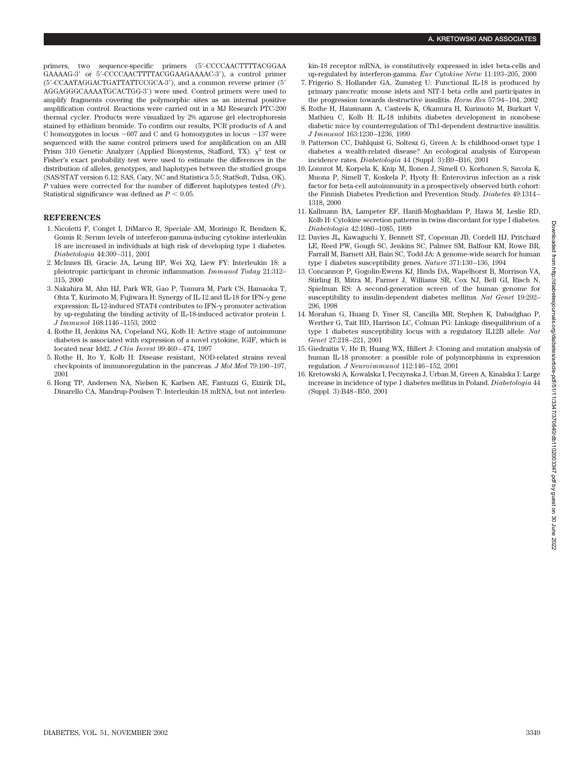primers, two sequence-specific primers (5′-CCCCAACTTTTACGGAA GAAAAG-3′ or 5′-CCCCAACTTTTACGGAAGAAAAC-3′), a control primer (5′-CCAATAGGACTGATTATTCCGCA-3′), and a common reverse primer (5′ AGGAGGGCAAAATGCACTGG-3′) were used. Control primers were used to amplify fragments covering the polymorphic sites as an internal positive amplification control. Reactions were carried out in a MJ Research PTC-200 thermal cycler. Products were visualized by 2% agarose gel electrophoresis stained by ethidium bromide. To confirm our results, PCR products of A and C homozygotes in locus −607 and C and G homozygotes in locus −137 were sequenced with the same control primers used for amplification on an ABI Prism 310 Genetic Analyzer (Applied Biosystems, Stafford, TX). $\chi^2$ test or Fisher's exact probability test were used to estimate the differences in the distribution of alleles, genotypes, and haplotypes between the studied groups (SAS/STAT version 6.12; SAS, Cary, NC and Statistica 5.5; StatSoft, Tulsa, OK). *P* values were corrected for the number of different haplotypes tested (*Pc*). Statistical significance was defined as $P < 0.05$.

## REFERENCES

1. Nicoletti F, Conget I, DiMarco R, Speciale AM, Morinigo R, Bendzen K, Gomis R: Serum levels of interferon-gamma-inducing cytokine interleukin 18 are increased in individuals at high risk of developing type 1 diabetes. *Diabetologia* 44:309–311, 2001
2. McInnes IB, Gracie JA, Leung BP, Wei XQ, Liew FY: Interleukin 18: a pleiotropic participant in chronic inflammation. *Immunol Today* 21:312–315, 2000
3. Nakahira M, Ahn HJ, Park WR, Gao P, Tomura M, Park CS, Hamaoka T, Ohta T, Kurimoto M, Fujiwara H: Synergy of IL-12 and IL-18 for IFN-γ gene expression: IL-12-induced STAT4 contributes to IFN-γ promoter activation by up-regulating the binding activity of IL-18-induced activator protein 1. *J Immunol* 168:1146–1153, 2002
4. Rothe H, Jenkins NA, Copeland NG, Kolb H: Active stage of autoimmune diabetes is associated with expression of a novel cytokine, IGIF, which is located near Idd2. *J Clin Invest* 99:469–474, 1997
5. Rothe H, Ito Y, Kolb H: Disease resistant, NOD-related strains reveal checkpoints of immunoregulation in the pancreas. *J Mol Med* 79:190–197, 2001
6. Hong TP, Andersen NA, Nielsen K, Karlsen AE, Fantuzzi G, Eizirik DL, Dinarello CA, Mandrup-Poulsen T: Interleukin-18 mRNA, but not interleukin-18 receptor mRNA, is constitutively expressed in islet beta-cells and up-regulated by interferon-gamma. *Eur Cytokine Netw* 11:193–205, 2000
7. Frigerio S, Hollander GA, Zumsteg U: Functional IL-18 is produced by primary pancreatic mouse islets and NIT-1 beta cells and participates in the progression towards destructive insulitis. *Horm Res* 57:94–104, 2002
8. Rothe H, Hausmann A, Casteels K, Okamura H, Kurimoto M, Burkart V, Mathieu C, Kolb H: IL-18 inhibits diabetes development in nonobese diabetic mice by counterregulation of Th1-dependent destructive insulitis. *J Immunol* 163:1230–1236, 1999
9. Patterson CC, Dahlquist G, Soltesz G, Green A: Is childhood-onset type 1 diabetes a wealth-related disease? An ecological analysis of European incidence rates. *Diabetologia* 44 (Suppl. 3):B9–B16, 2001
10. Lonnrot M, Korpela K, Knip M, Ilonen J, Simell O, Korhonen S, Savola K, Muona P, Simell T, Koskela P, Hyoty H: Enterovirus infection as a risk factor for beta-cell autoimmunity in a prospectively observed birth cohort: the Finnish Diabetes Prediction and Prevention Study. *Diabetes* 49:1314–1318, 2000
11. Kallmann BA, Lampeter EF, Hanifi-Moghaddam P, Hawa M, Leslie RD, Kolb H: Cytokine secretion patterns in twins discordant for type I diabetes. *Diabetologia* 42:1080–1085, 1999
12. Davies JL, Kawaguchi Y, Bennett ST, Copeman JB, Cordell HJ, Pritchard LE, Reed PW, Gough SC, Jenkins SC, Palmer SM, Balfour KM, Rowe BR, Farrall M, Barnett AH, Bain SC, Todd JA: A genome-wide search for human type 1 diabetes susceptibility genes. *Nature* 371:130–136, 1994
13. Concannon P, Gogolin-Ewens KJ, Hinds DA, Wapelhorst B, Morrison VA, Stirling B, Mitra M, Farmer J, Williams SR, Cox NJ, Bell GI, Risch N, Spielman RS: A second-generation screen of the human genome for susceptibility to insulin-dependent diabetes mellitus. *Nat Genet* 19:292–296, 1998
14. Morahan G, Huang D, Ymer SI, Cancilla MR, Stephen K, Dabadghao P, Werther G, Tait BD, Harrison LC, Colman PG: Linkage disequilibrium of a type 1 diabetes susceptibility locus with a regulatory IL12B allele. *Nat Genet* 27:218–221, 2001
15. Giedraitis V, He B, Huang WX, Hillert J: Cloning and mutation analysis of human IL-18 promoter: a possible role of polymorphisms in expression regulation. *J Neuroimmunol* 112:146–152, 2001
16. Kretowski A, Kowalska I, Peczynska J, Urban M, Green A, Kinalska I: Large increase in incidence of type 1 diabetes mellitus in Poland. *Diabetologia* 44 (Suppl. 3):B48–B50, 2001